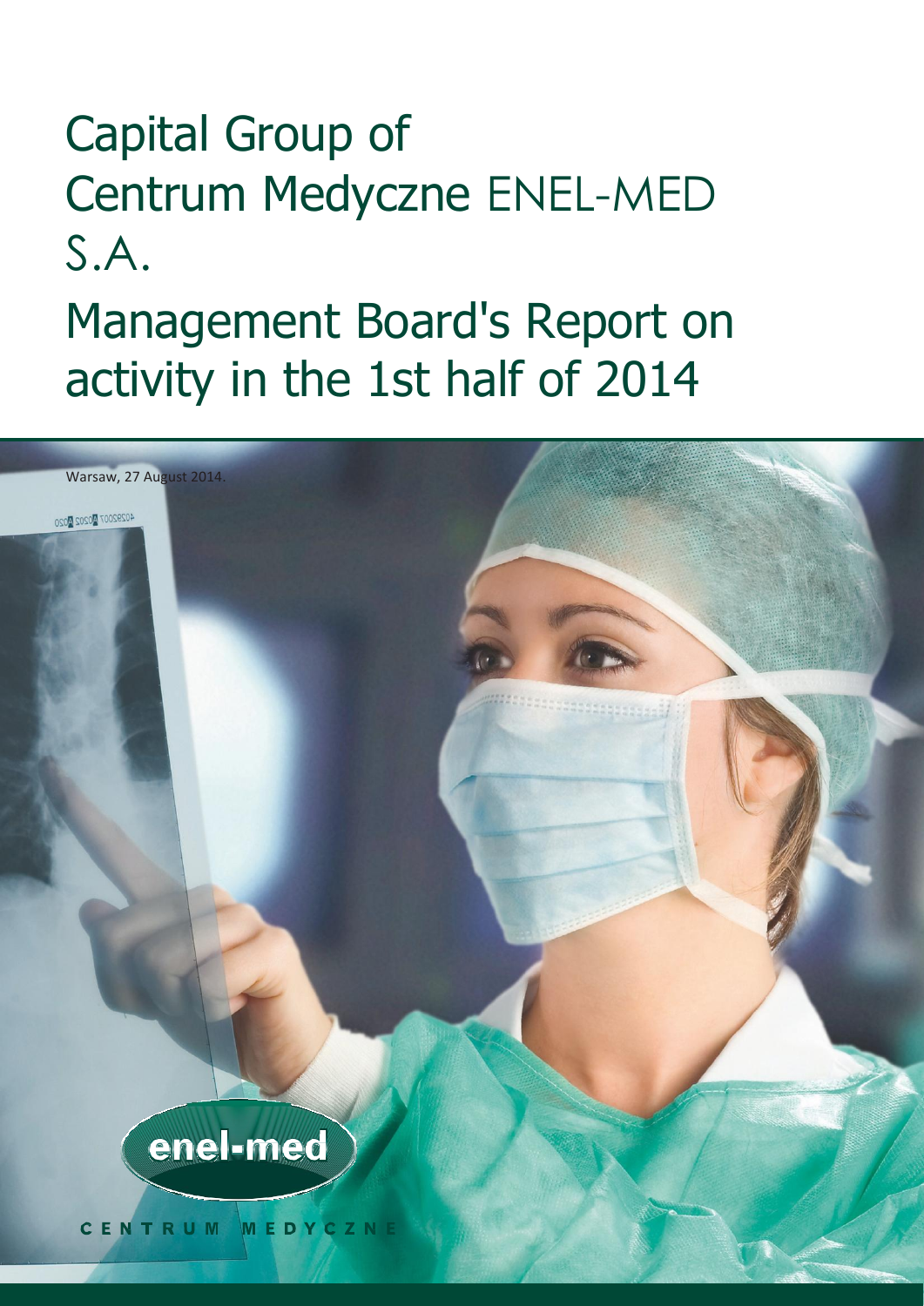# Capital Group of Centrum Medyczne ENEL-MED S.A.

# Management Board's Report on activity in the 1st half of 2014

Warsaw, 27 August 2014.

enel-med

CENTRUM MEDYCZNE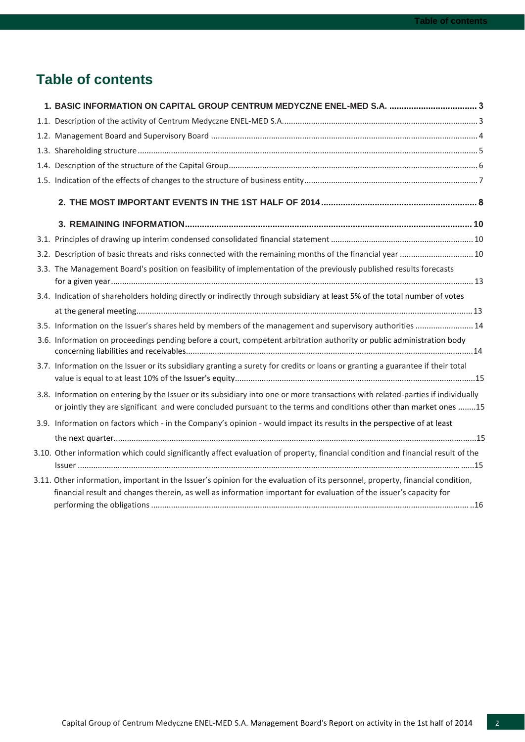# Table of contents

**1. BASIC INFORMATION ON CAPITAL GROUP CENTRUM MEDYCZNE ENEL-MED S.A. .................................... 3**

1.1. Description of the activity of Centrum Medyczne ENEL-MED S.A. ........................................................................................ 3

1.2. Management Board and Supervisory Board ....................................................................................................................... 4

1.3. Shareholding structure ........................................................................................................................................................ 5

1.4. Description of the structure of the Capital Group ............................................................................................................... 6

1.5. Indication of the effects of changes to the structure of business entity ............................................................................. 7

**2. THE MOST IMPORTANT EVENTS IN THE 1ST HALF OF 2014 ............................................................... 8**

**3. REMAINING INFORMATION ...................................................................................................................... 10**

3.1. Principles of drawing up interim condensed consolidated financial statement ................................................................ 10

3.2. Description of basic threats and risks connected with the remaining months of the financial year ................................ 10

3.3. The Management Board's position on feasibility of implementation of the previously published results forecasts for a given year ................................................................................................................................................................ 13

3.4. Indication of shareholders holding directly or indirectly through subsidiary at least 5% of the total number of votes at the general meeting ..................................................................................................................................................... 13

3.5. Information on the Issuer's shares held by members of the management and supervisory authorities .......................... 14

3.6. Information on proceedings pending before a court, competent arbitration authority or public administration body concerning liabilities and receivables ................................................................................................................................ 14

3.7. Information on the Issuer or its subsidiary granting a surety for credits or loans or granting a guarantee if their total value is equal to at least 10% of the Issuer's equity ........................................................................................................... 15

3.8. Information on entering by the Issuer or its subsidiary into one or more transactions with related-parties if individually or jointly they are significant and were concluded pursuant to the terms and conditions other than market ones ........ 15

3.9. Information on factors which - in the Company's opinion - would impact its results in the perspective of at least the next quarter ................................................................................................................................................................. 15

3.10. Other information which could significantly affect evaluation of property, financial condition and financial result of the Issuer .......................................................................................................................................................................... 15

3.11. Other information, important in the Issuer's opinion for the evaluation of its personnel, property, financial condition, financial result and changes therein, as well as information important for evaluation of the issuer's capacity for performing the obligations ............................................................................................................................................ 16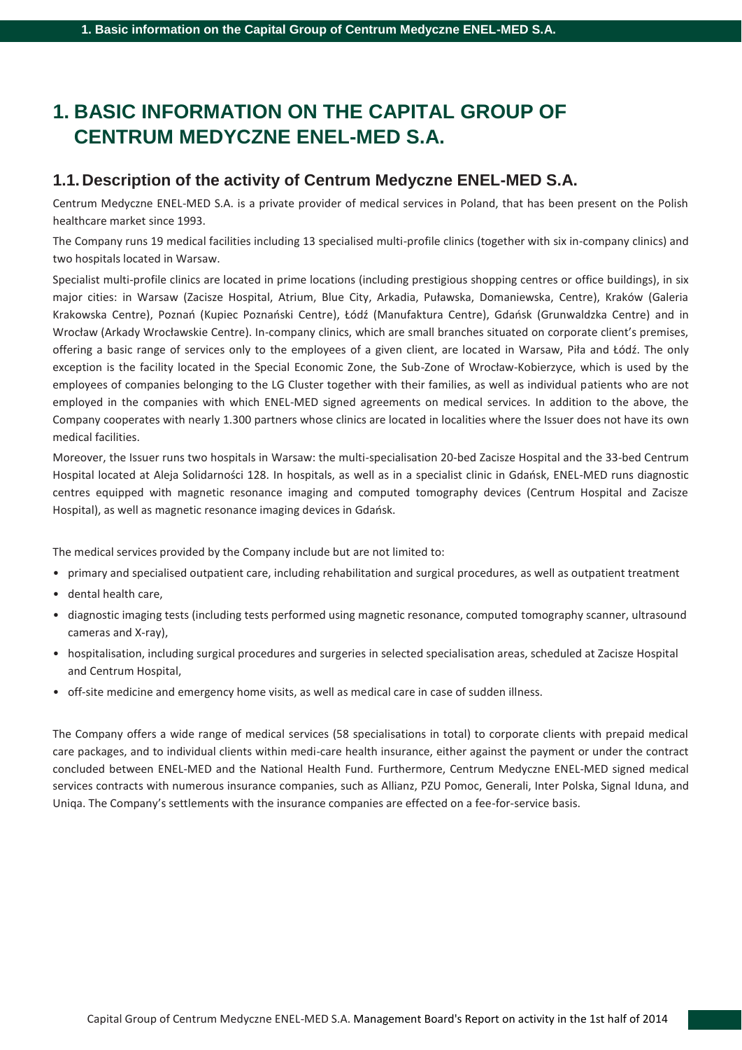# 1. BASIC INFORMATION ON THE CAPITAL GROUP OF CENTRUM MEDYCZNE ENEL-MED S.A.

## 1.1. Description of the activity of Centrum Medyczne ENEL-MED S.A.

Centrum Medyczne ENEL-MED S.A. is a private provider of medical services in Poland, that has been present on the Polish healthcare market since 1993.

The Company runs 19 medical facilities including 13 specialised multi-profile clinics (together with six in-company clinics) and two hospitals located in Warsaw.

Specialist multi-profile clinics are located in prime locations (including prestigious shopping centres or office buildings), in six major cities: in Warsaw (Zacisze Hospital, Atrium, Blue City, Arkadia, Puławska, Domaniewska, Centre), Kraków (Galeria Krakowska Centre), Poznań (Kupiec Poznański Centre), Łódź (Manufaktura Centre), Gdańsk (Grunwaldzka Centre) and in Wrocław (Arkady Wrocławskie Centre). In-company clinics, which are small branches situated on corporate client's premises, offering a basic range of services only to the employees of a given client, are located in Warsaw, Piła and Łódź. The only exception is the facility located in the Special Economic Zone, the Sub-Zone of Wrocław-Kobierzyce, which is used by the employees of companies belonging to the LG Cluster together with their families, as well as individual patients who are not employed in the companies with which ENEL-MED signed agreements on medical services. In addition to the above, the Company cooperates with nearly 1.300 partners whose clinics are located in localities where the Issuer does not have its own medical facilities.

Moreover, the Issuer runs two hospitals in Warsaw: the multi-specialisation 20-bed Zacisze Hospital and the 33-bed Centrum Hospital located at Aleja Solidarności 128. In hospitals, as well as in a specialist clinic in Gdańsk, ENEL-MED runs diagnostic centres equipped with magnetic resonance imaging and computed tomography devices (Centrum Hospital and Zacisze Hospital), as well as magnetic resonance imaging devices in Gdańsk.

The medical services provided by the Company include but are not limited to:

- primary and specialised outpatient care, including rehabilitation and surgical procedures, as well as outpatient treatment
- dental health care,
- diagnostic imaging tests (including tests performed using magnetic resonance, computed tomography scanner, ultrasound cameras and X-ray),
- hospitalisation, including surgical procedures and surgeries in selected specialisation areas, scheduled at Zacisze Hospital and Centrum Hospital,
- off-site medicine and emergency home visits, as well as medical care in case of sudden illness.

The Company offers a wide range of medical services (58 specialisations in total) to corporate clients with prepaid medical care packages, and to individual clients within medi-care health insurance, either against the payment or under the contract concluded between ENEL-MED and the National Health Fund. Furthermore, Centrum Medyczne ENEL-MED signed medical services contracts with numerous insurance companies, such as Allianz, PZU Pomoc, Generali, Inter Polska, Signal Iduna, and Uniqa. The Company's settlements with the insurance companies are effected on a fee-for-service basis.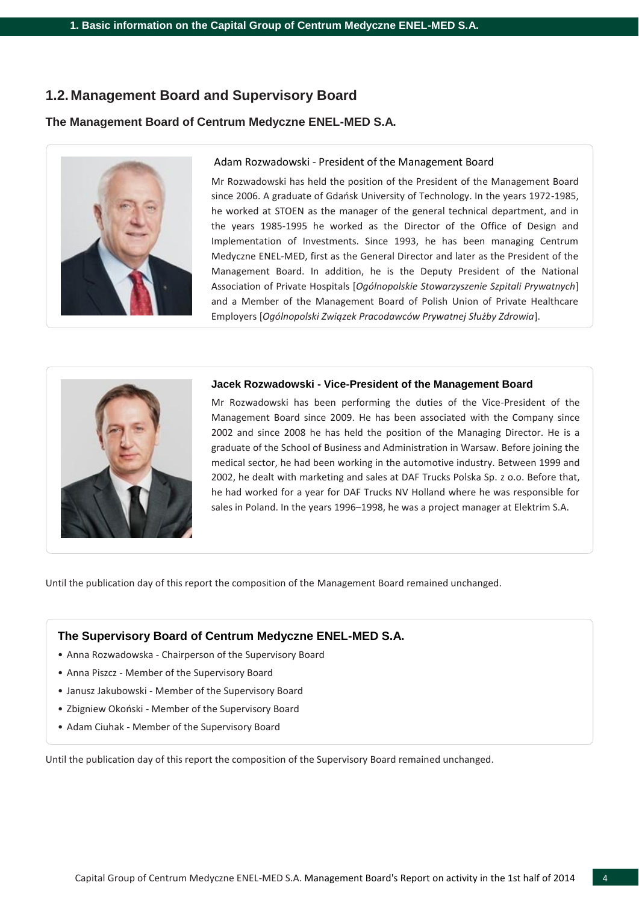## 1.2. Management Board and Supervisory Board

### The Management Board of Centrum Medyczne ENEL-MED S.A.

Adam Rozwadowski - President of the Management Board

Mr Rozwadowski has held the position of the President of the Management Board since 2006. A graduate of Gdańsk University of Technology. In the years 1972-1985, he worked at STOEN as the manager of the general technical department, and in the years 1985-1995 he worked as the Director of the Office of Design and Implementation of Investments. Since 1993, he has been managing Centrum Medyczne ENEL-MED, first as the General Director and later as the President of the Management Board. In addition, he is the Deputy President of the National Association of Private Hospitals [*Ogólnopolskie Stowarzyszenie Szpitali Prywatnych*] and a Member of the Management Board of Polish Union of Private Healthcare Employers [*Ogólnopolski Związek Pracodawców Prywatnej Służby Zdrowia*].

**Jacek Rozwadowski - Vice-President of the Management Board**

Mr Rozwadowski has been performing the duties of the Vice-President of the Management Board since 2009. He has been associated with the Company since 2002 and since 2008 he has held the position of the Managing Director. He is a graduate of the School of Business and Administration in Warsaw. Before joining the medical sector, he had been working in the automotive industry. Between 1999 and 2002, he dealt with marketing and sales at DAF Trucks Polska Sp. z o.o. Before that, he had worked for a year for DAF Trucks NV Holland where he was responsible for sales in Poland. In the years 1996–1998, he was a project manager at Elektrim S.A.

Until the publication day of this report the composition of the Management Board remained unchanged.

### The Supervisory Board of Centrum Medyczne ENEL-MED S.A.

- Anna Rozwadowska - Chairperson of the Supervisory Board
- Anna Piszcz - Member of the Supervisory Board
- Janusz Jakubowski - Member of the Supervisory Board
- Zbigniew Okoński - Member of the Supervisory Board
- Adam Ciuhak - Member of the Supervisory Board

Until the publication day of this report the composition of the Supervisory Board remained unchanged.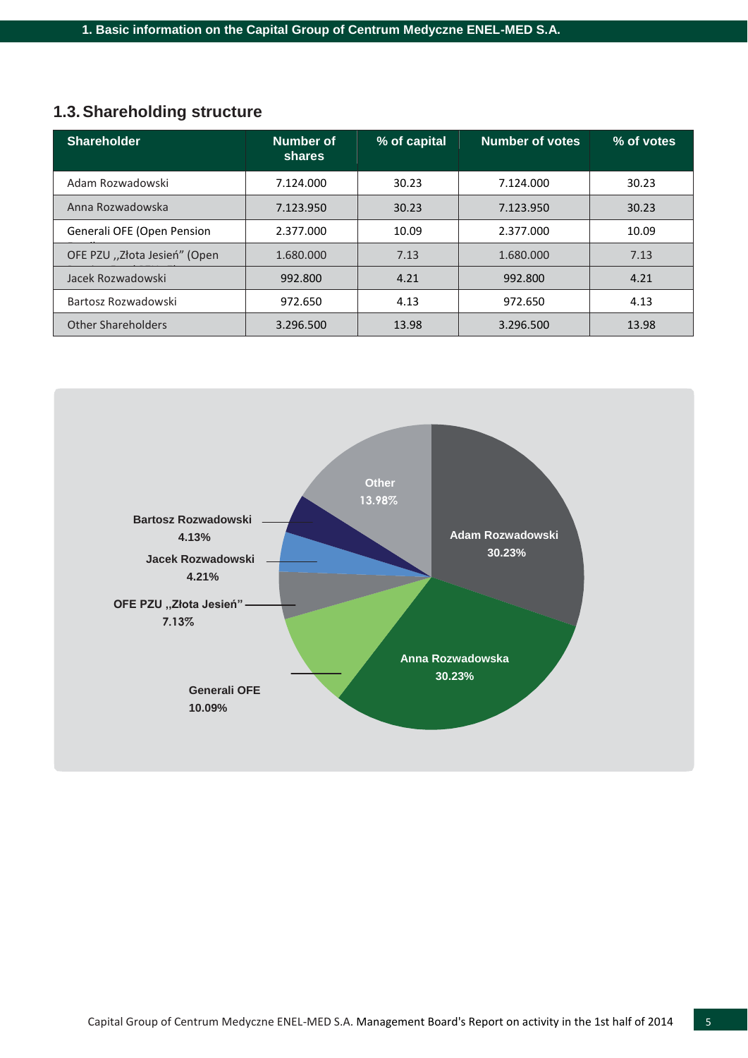## 1.3. Shareholding structure

| Shareholder | Number of shares | % of capital | Number of votes | % of votes |
|---|---|---|---|---|
| Adam Rozwadowski | 7.124.000 | 30.23 | 7.124.000 | 30.23 |
| Anna Rozwadowska | 7.123.950 | 30.23 | 7.123.950 | 30.23 |
| Generali OFE (Open Pension | 2.377.000 | 10.09 | 2.377.000 | 10.09 |
| OFE PZU ,,Złota Jesień" (Open | 1.680.000 | 7.13 | 1.680.000 | 7.13 |
| Jacek Rozwadowski | 992.800 | 4.21 | 992.800 | 4.21 |
| Bartosz Rozwadowski | 972.650 | 4.13 | 972.650 | 4.13 |
| Other Shareholders | 3.296.500 | 13.98 | 3.296.500 | 13.98 |

Adam Rozwadowski 30.23%
Anna Rozwadowska 30.23%
Generali OFE 10.09%
OFE PZU ,,Złota Jesień" 7.13%
Jacek Rozwadowski 4.21%
Bartosz Rozwadowski 4.13%
Other 13.98%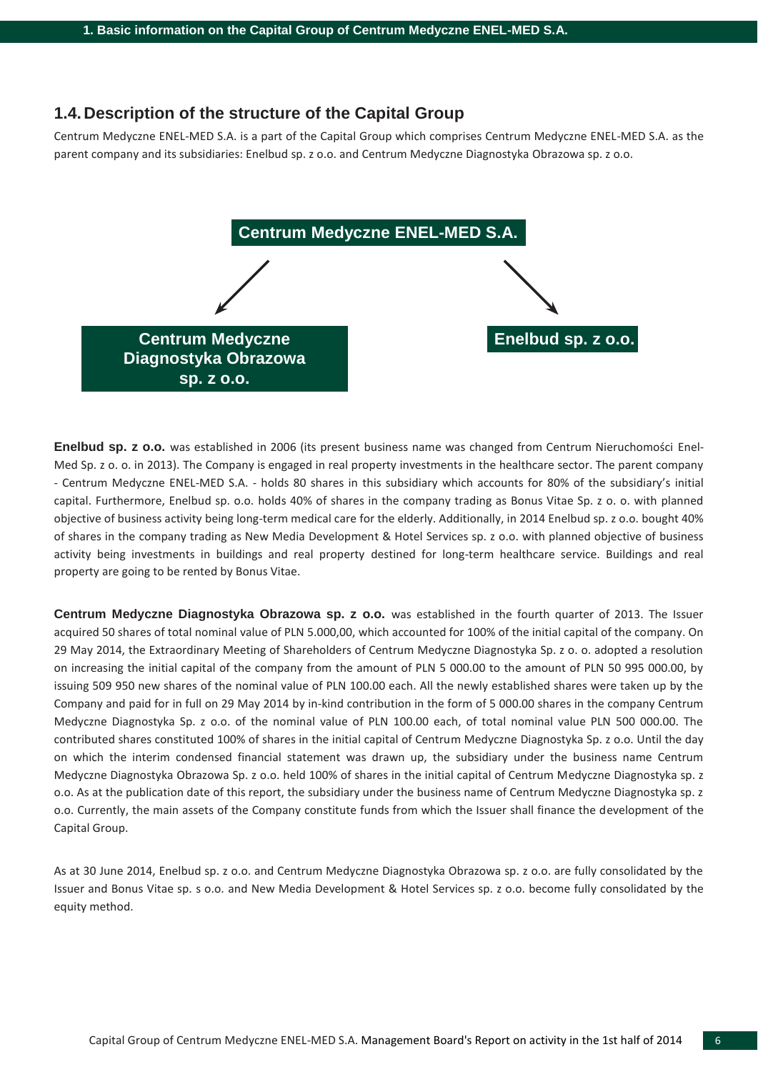## 1.4. Description of the structure of the Capital Group

Centrum Medyczne ENEL-MED S.A. is a part of the Capital Group which comprises Centrum Medyczne ENEL-MED S.A. as the parent company and its subsidiaries: Enelbud sp. z o.o. and Centrum Medyczne Diagnostyka Obrazowa sp. z o.o.

**Centrum Medyczne ENEL-MED S.A.**

**Centrum Medyczne Diagnostyka Obrazowa sp. z o.o.**

**Enelbud sp. z o.o.**

**Enelbud sp. z o.o.** was established in 2006 (its present business name was changed from Centrum Nieruchomości Enel-Med Sp. z o. o. in 2013). The Company is engaged in real property investments in the healthcare sector. The parent company - Centrum Medyczne ENEL-MED S.A. - holds 80 shares in this subsidiary which accounts for 80% of the subsidiary's initial capital. Furthermore, Enelbud sp. o.o. holds 40% of shares in the company trading as Bonus Vitae Sp. z o. o. with planned objective of business activity being long-term medical care for the elderly. Additionally, in 2014 Enelbud sp. z o.o. bought 40% of shares in the company trading as New Media Development & Hotel Services sp. z o.o. with planned objective of business activity being investments in buildings and real property destined for long-term healthcare service. Buildings and real property are going to be rented by Bonus Vitae.

**Centrum Medyczne Diagnostyka Obrazowa sp. z o.o.** was established in the fourth quarter of 2013. The Issuer acquired 50 shares of total nominal value of PLN 5.000,00, which accounted for 100% of the initial capital of the company. On 29 May 2014, the Extraordinary Meeting of Shareholders of Centrum Medyczne Diagnostyka Sp. z o. o. adopted a resolution on increasing the initial capital of the company from the amount of PLN 5 000.00 to the amount of PLN 50 995 000.00, by issuing 509 950 new shares of the nominal value of PLN 100.00 each. All the newly established shares were taken up by the Company and paid for in full on 29 May 2014 by in-kind contribution in the form of 5 000.00 shares in the company Centrum Medyczne Diagnostyka Sp. z o.o. of the nominal value of PLN 100.00 each, of total nominal value PLN 500 000.00. The contributed shares constituted 100% of shares in the initial capital of Centrum Medyczne Diagnostyka Sp. z o.o. Until the day on which the interim condensed financial statement was drawn up, the subsidiary under the business name Centrum Medyczne Diagnostyka Obrazowa Sp. z o.o. held 100% of shares in the initial capital of Centrum Medyczne Diagnostyka sp. z o.o. As at the publication date of this report, the subsidiary under the business name of Centrum Medyczne Diagnostyka sp. z o.o. Currently, the main assets of the Company constitute funds from which the Issuer shall finance the development of the Capital Group.

As at 30 June 2014, Enelbud sp. z o.o. and Centrum Medyczne Diagnostyka Obrazowa sp. z o.o. are fully consolidated by the Issuer and Bonus Vitae sp. s o.o. and New Media Development & Hotel Services sp. z o.o. become fully consolidated by the equity method.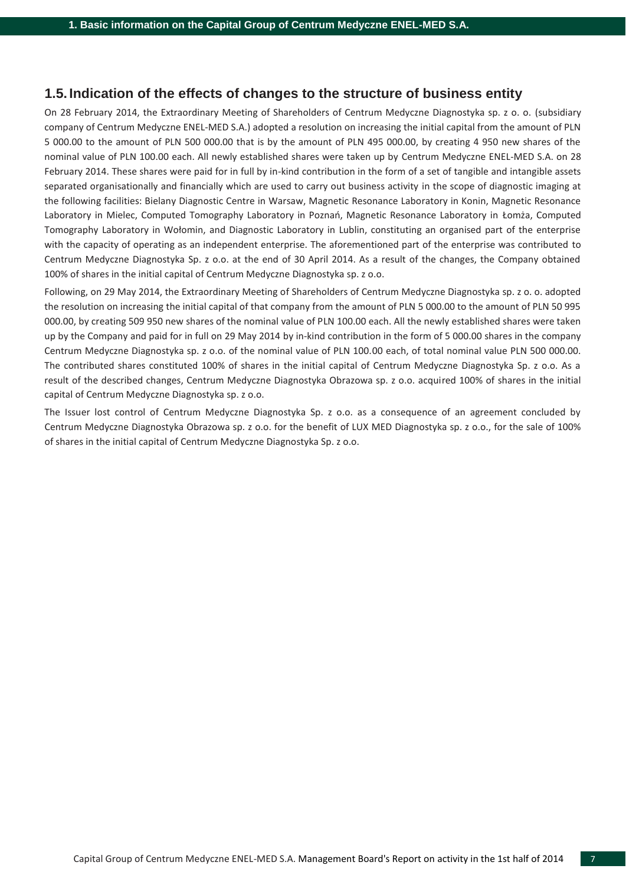## 1.5. Indication of the effects of changes to the structure of business entity

On 28 February 2014, the Extraordinary Meeting of Shareholders of Centrum Medyczne Diagnostyka sp. z o. o. (subsidiary company of Centrum Medyczne ENEL-MED S.A.) adopted a resolution on increasing the initial capital from the amount of PLN 5 000.00 to the amount of PLN 500 000.00 that is by the amount of PLN 495 000.00, by creating 4 950 new shares of the nominal value of PLN 100.00 each. All newly established shares were taken up by Centrum Medyczne ENEL-MED S.A. on 28 February 2014. These shares were paid for in full by in-kind contribution in the form of a set of tangible and intangible assets separated organisationally and financially which are used to carry out business activity in the scope of diagnostic imaging at the following facilities: Bielany Diagnostic Centre in Warsaw, Magnetic Resonance Laboratory in Konin, Magnetic Resonance Laboratory in Mielec, Computed Tomography Laboratory in Poznań, Magnetic Resonance Laboratory in Łomża, Computed Tomography Laboratory in Wołomin, and Diagnostic Laboratory in Lublin, constituting an organised part of the enterprise with the capacity of operating as an independent enterprise. The aforementioned part of the enterprise was contributed to Centrum Medyczne Diagnostyka Sp. z o.o. at the end of 30 April 2014. As a result of the changes, the Company obtained 100% of shares in the initial capital of Centrum Medyczne Diagnostyka sp. z o.o.

Following, on 29 May 2014, the Extraordinary Meeting of Shareholders of Centrum Medyczne Diagnostyka sp. z o. o. adopted the resolution on increasing the initial capital of that company from the amount of PLN 5 000.00 to the amount of PLN 50 995 000.00, by creating 509 950 new shares of the nominal value of PLN 100.00 each. All the newly established shares were taken up by the Company and paid for in full on 29 May 2014 by in-kind contribution in the form of 5 000.00 shares in the company Centrum Medyczne Diagnostyka sp. z o.o. of the nominal value of PLN 100.00 each, of total nominal value PLN 500 000.00. The contributed shares constituted 100% of shares in the initial capital of Centrum Medyczne Diagnostyka Sp. z o.o. As a result of the described changes, Centrum Medyczne Diagnostyka Obrazowa sp. z o.o. acquired 100% of shares in the initial capital of Centrum Medyczne Diagnostyka sp. z o.o.

The Issuer lost control of Centrum Medyczne Diagnostyka Sp. z o.o. as a consequence of an agreement concluded by Centrum Medyczne Diagnostyka Obrazowa sp. z o.o. for the benefit of LUX MED Diagnostyka sp. z o.o., for the sale of 100% of shares in the initial capital of Centrum Medyczne Diagnostyka Sp. z o.o.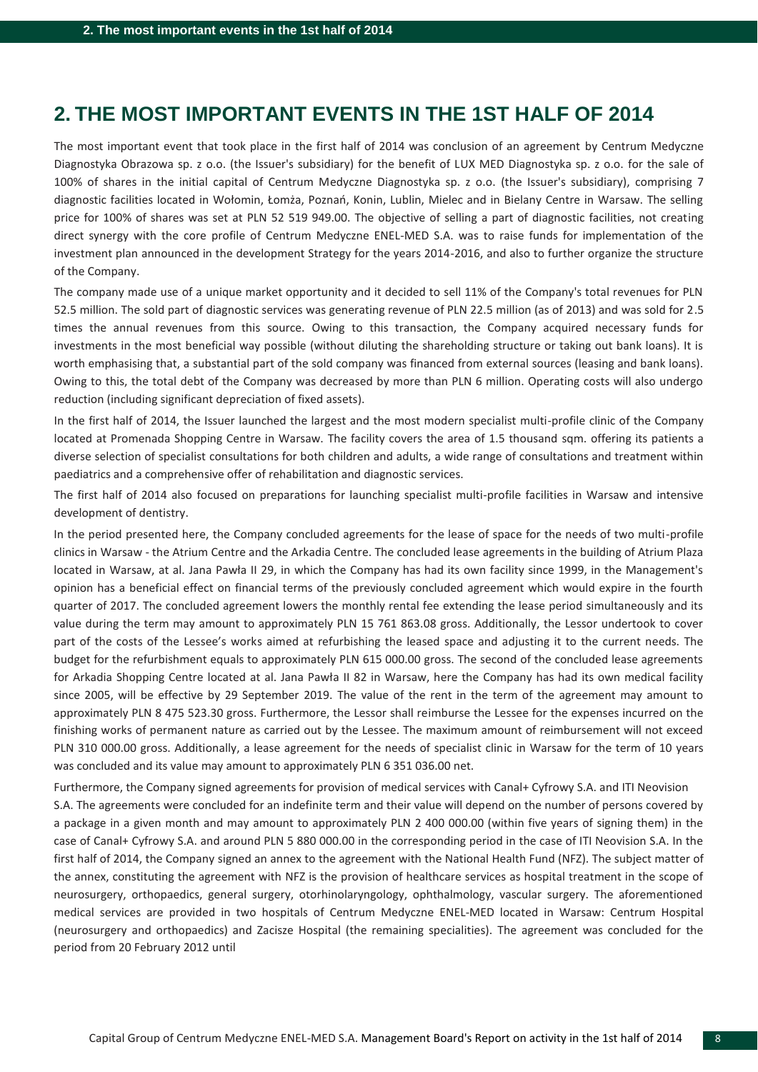# 2. THE MOST IMPORTANT EVENTS IN THE 1ST HALF OF 2014

The most important event that took place in the first half of 2014 was conclusion of an agreement by Centrum Medyczne Diagnostyka Obrazowa sp. z o.o. (the Issuer's subsidiary) for the benefit of LUX MED Diagnostyka sp. z o.o. for the sale of 100% of shares in the initial capital of Centrum Medyczne Diagnostyka sp. z o.o. (the Issuer's subsidiary), comprising 7 diagnostic facilities located in Wołomin, Łomża, Poznań, Konin, Lublin, Mielec and in Bielany Centre in Warsaw. The selling price for 100% of shares was set at PLN 52 519 949.00. The objective of selling a part of diagnostic facilities, not creating direct synergy with the core profile of Centrum Medyczne ENEL-MED S.A. was to raise funds for implementation of the investment plan announced in the development Strategy for the years 2014-2016, and also to further organize the structure of the Company.

The company made use of a unique market opportunity and it decided to sell 11% of the Company's total revenues for PLN 52.5 million. The sold part of diagnostic services was generating revenue of PLN 22.5 million (as of 2013) and was sold for 2.5 times the annual revenues from this source. Owing to this transaction, the Company acquired necessary funds for investments in the most beneficial way possible (without diluting the shareholding structure or taking out bank loans). It is worth emphasising that, a substantial part of the sold company was financed from external sources (leasing and bank loans). Owing to this, the total debt of the Company was decreased by more than PLN 6 million. Operating costs will also undergo reduction (including significant depreciation of fixed assets).

In the first half of 2014, the Issuer launched the largest and the most modern specialist multi-profile clinic of the Company located at Promenada Shopping Centre in Warsaw. The facility covers the area of 1.5 thousand sqm. offering its patients a diverse selection of specialist consultations for both children and adults, a wide range of consultations and treatment within paediatrics and a comprehensive offer of rehabilitation and diagnostic services.

The first half of 2014 also focused on preparations for launching specialist multi-profile facilities in Warsaw and intensive development of dentistry.

In the period presented here, the Company concluded agreements for the lease of space for the needs of two multi-profile clinics in Warsaw - the Atrium Centre and the Arkadia Centre. The concluded lease agreements in the building of Atrium Plaza located in Warsaw, at al. Jana Pawła II 29, in which the Company has had its own facility since 1999, in the Management's opinion has a beneficial effect on financial terms of the previously concluded agreement which would expire in the fourth quarter of 2017. The concluded agreement lowers the monthly rental fee extending the lease period simultaneously and its value during the term may amount to approximately PLN 15 761 863.08 gross. Additionally, the Lessor undertook to cover part of the costs of the Lessee's works aimed at refurbishing the leased space and adjusting it to the current needs. The budget for the refurbishment equals to approximately PLN 615 000.00 gross. The second of the concluded lease agreements for Arkadia Shopping Centre located at al. Jana Pawła II 82 in Warsaw, here the Company has had its own medical facility since 2005, will be effective by 29 September 2019. The value of the rent in the term of the agreement may amount to approximately PLN 8 475 523.30 gross. Furthermore, the Lessor shall reimburse the Lessee for the expenses incurred on the finishing works of permanent nature as carried out by the Lessee. The maximum amount of reimbursement will not exceed PLN 310 000.00 gross. Additionally, a lease agreement for the needs of specialist clinic in Warsaw for the term of 10 years was concluded and its value may amount to approximately PLN 6 351 036.00 net.

Furthermore, the Company signed agreements for provision of medical services with Canal+ Cyfrowy S.A. and ITI Neovision S.A. The agreements were concluded for an indefinite term and their value will depend on the number of persons covered by a package in a given month and may amount to approximately PLN 2 400 000.00 (within five years of signing them) in the case of Canal+ Cyfrowy S.A. and around PLN 5 880 000.00 in the corresponding period in the case of ITI Neovision S.A. In the first half of 2014, the Company signed an annex to the agreement with the National Health Fund (NFZ). The subject matter of the annex, constituting the agreement with NFZ is the provision of healthcare services as hospital treatment in the scope of neurosurgery, orthopaedics, general surgery, otorhinolaryngology, ophthalmology, vascular surgery. The aforementioned medical services are provided in two hospitals of Centrum Medyczne ENEL-MED located in Warsaw: Centrum Hospital (neurosurgery and orthopaedics) and Zacisze Hospital (the remaining specialities). The agreement was concluded for the period from 20 February 2012 until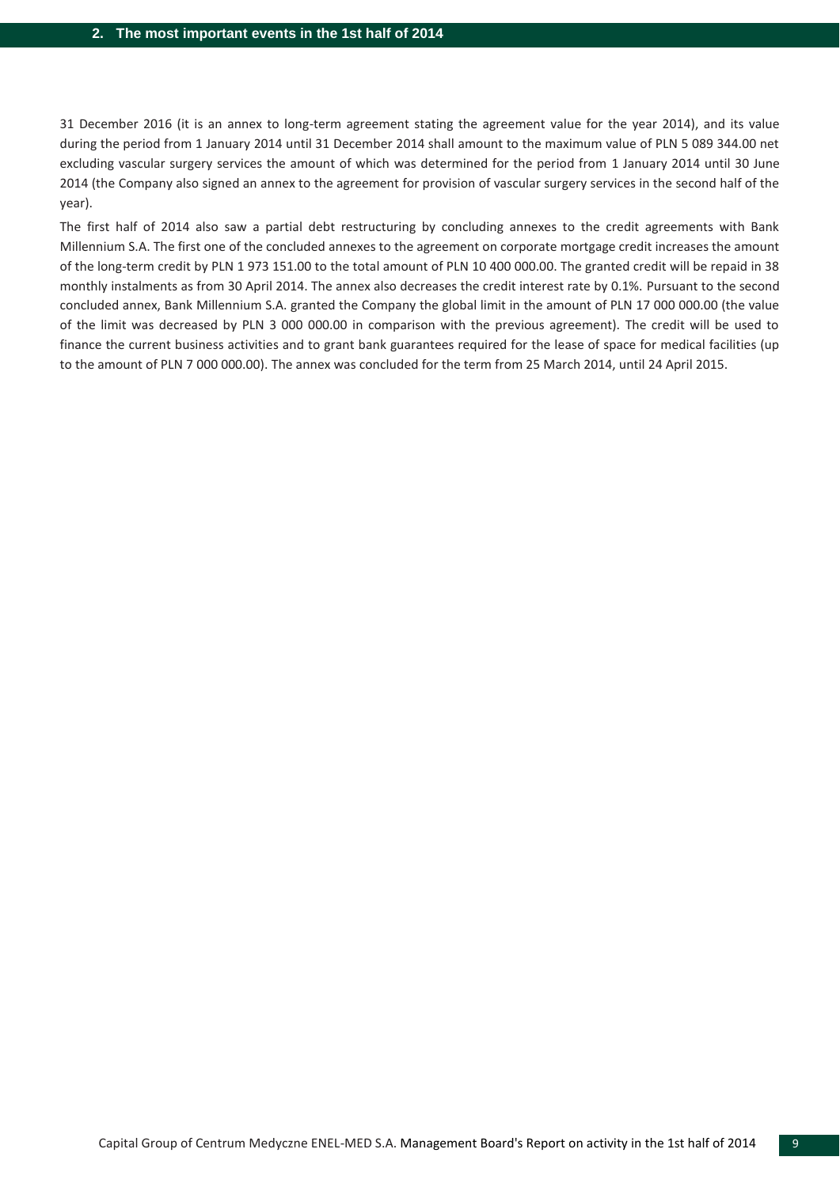31 December 2016 (it is an annex to long-term agreement stating the agreement value for the year 2014), and its value during the period from 1 January 2014 until 31 December 2014 shall amount to the maximum value of PLN 5 089 344.00 net excluding vascular surgery services the amount of which was determined for the period from 1 January 2014 until 30 June 2014 (the Company also signed an annex to the agreement for provision of vascular surgery services in the second half of the year).

The first half of 2014 also saw a partial debt restructuring by concluding annexes to the credit agreements with Bank Millennium S.A. The first one of the concluded annexes to the agreement on corporate mortgage credit increases the amount of the long-term credit by PLN 1 973 151.00 to the total amount of PLN 10 400 000.00. The granted credit will be repaid in 38 monthly instalments as from 30 April 2014. The annex also decreases the credit interest rate by 0.1%. Pursuant to the second concluded annex, Bank Millennium S.A. granted the Company the global limit in the amount of PLN 17 000 000.00 (the value of the limit was decreased by PLN 3 000 000.00 in comparison with the previous agreement). The credit will be used to finance the current business activities and to grant bank guarantees required for the lease of space for medical facilities (up to the amount of PLN 7 000 000.00). The annex was concluded for the term from 25 March 2014, until 24 April 2015.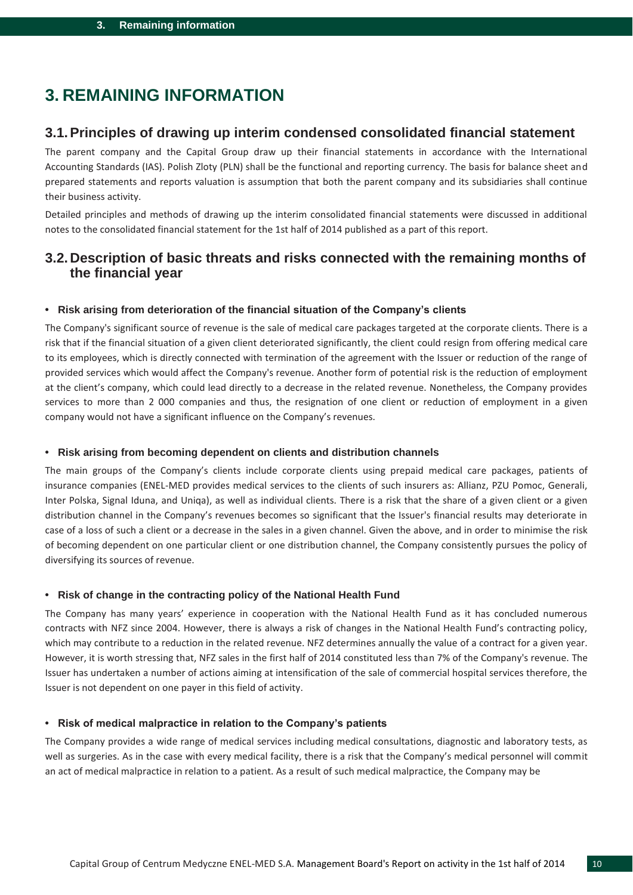# 3. REMAINING INFORMATION

## 3.1. Principles of drawing up interim condensed consolidated financial statement

The parent company and the Capital Group draw up their financial statements in accordance with the International Accounting Standards (IAS). Polish Zloty (PLN) shall be the functional and reporting currency. The basis for balance sheet and prepared statements and reports valuation is assumption that both the parent company and its subsidiaries shall continue their business activity.

Detailed principles and methods of drawing up the interim consolidated financial statements were discussed in additional notes to the consolidated financial statement for the 1st half of 2014 published as a part of this report.

## 3.2. Description of basic threats and risks connected with the remaining months of the financial year

- **Risk arising from deterioration of the financial situation of the Company's clients**

The Company's significant source of revenue is the sale of medical care packages targeted at the corporate clients. There is a risk that if the financial situation of a given client deteriorated significantly, the client could resign from offering medical care to its employees, which is directly connected with termination of the agreement with the Issuer or reduction of the range of provided services which would affect the Company's revenue. Another form of potential risk is the reduction of employment at the client's company, which could lead directly to a decrease in the related revenue. Nonetheless, the Company provides services to more than 2 000 companies and thus, the resignation of one client or reduction of employment in a given company would not have a significant influence on the Company's revenues.

- **Risk arising from becoming dependent on clients and distribution channels**

The main groups of the Company's clients include corporate clients using prepaid medical care packages, patients of insurance companies (ENEL-MED provides medical services to the clients of such insurers as: Allianz, PZU Pomoc, Generali, Inter Polska, Signal Iduna, and Uniqa), as well as individual clients. There is a risk that the share of a given client or a given distribution channel in the Company's revenues becomes so significant that the Issuer's financial results may deteriorate in case of a loss of such a client or a decrease in the sales in a given channel. Given the above, and in order to minimise the risk of becoming dependent on one particular client or one distribution channel, the Company consistently pursues the policy of diversifying its sources of revenue.

- **Risk of change in the contracting policy of the National Health Fund**

The Company has many years' experience in cooperation with the National Health Fund as it has concluded numerous contracts with NFZ since 2004. However, there is always a risk of changes in the National Health Fund's contracting policy, which may contribute to a reduction in the related revenue. NFZ determines annually the value of a contract for a given year. However, it is worth stressing that, NFZ sales in the first half of 2014 constituted less than 7% of the Company's revenue. The Issuer has undertaken a number of actions aiming at intensification of the sale of commercial hospital services therefore, the Issuer is not dependent on one payer in this field of activity.

- **Risk of medical malpractice in relation to the Company's patients**

The Company provides a wide range of medical services including medical consultations, diagnostic and laboratory tests, as well as surgeries. As in the case with every medical facility, there is a risk that the Company's medical personnel will commit an act of medical malpractice in relation to a patient. As a result of such medical malpractice, the Company may be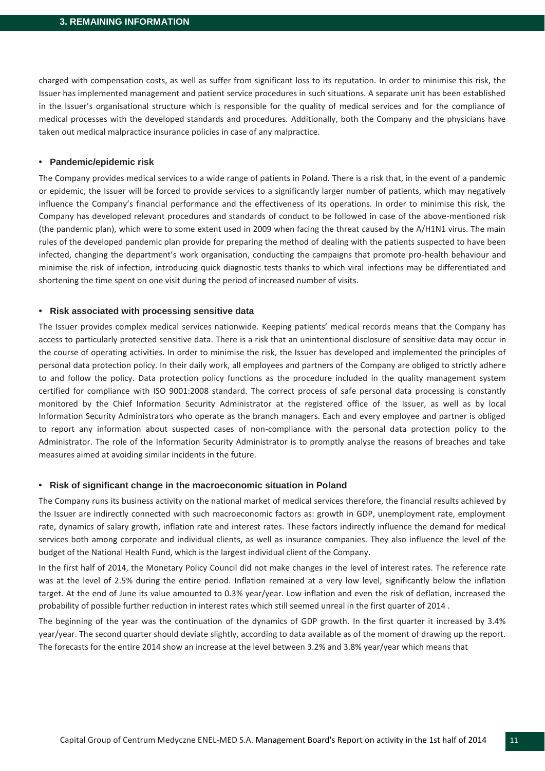charged with compensation costs, as well as suffer from significant loss to its reputation. In order to minimise this risk, the Issuer has implemented management and patient service procedures in such situations. A separate unit has been established in the Issuer's organisational structure which is responsible for the quality of medical services and for the compliance of medical processes with the developed standards and procedures. Additionally, both the Company and the physicians have taken out medical malpractice insurance policies in case of any malpractice.

- **Pandemic/epidemic risk**

The Company provides medical services to a wide range of patients in Poland. There is a risk that, in the event of a pandemic or epidemic, the Issuer will be forced to provide services to a significantly larger number of patients, which may negatively influence the Company's financial performance and the effectiveness of its operations. In order to minimise this risk, the Company has developed relevant procedures and standards of conduct to be followed in case of the above-mentioned risk (the pandemic plan), which were to some extent used in 2009 when facing the threat caused by the A/H1N1 virus. The main rules of the developed pandemic plan provide for preparing the method of dealing with the patients suspected to have been infected, changing the department's work organisation, conducting the campaigns that promote pro-health behaviour and minimise the risk of infection, introducing quick diagnostic tests thanks to which viral infections may be differentiated and shortening the time spent on one visit during the period of increased number of visits.

- **Risk associated with processing sensitive data**

The Issuer provides complex medical services nationwide. Keeping patients' medical records means that the Company has access to particularly protected sensitive data. There is a risk that an unintentional disclosure of sensitive data may occur in the course of operating activities. In order to minimise the risk, the Issuer has developed and implemented the principles of personal data protection policy. In their daily work, all employees and partners of the Company are obliged to strictly adhere to and follow the policy. Data protection policy functions as the procedure included in the quality management system certified for compliance with ISO 9001:2008 standard. The correct process of safe personal data processing is constantly monitored by the Chief Information Security Administrator at the registered office of the Issuer, as well as by local Information Security Administrators who operate as the branch managers. Each and every employee and partner is obliged to report any information about suspected cases of non-compliance with the personal data protection policy to the Administrator. The role of the Information Security Administrator is to promptly analyse the reasons of breaches and take measures aimed at avoiding similar incidents in the future.

- **Risk of significant change in the macroeconomic situation in Poland**

The Company runs its business activity on the national market of medical services therefore, the financial results achieved by the Issuer are indirectly connected with such macroeconomic factors as: growth in GDP, unemployment rate, employment rate, dynamics of salary growth, inflation rate and interest rates. These factors indirectly influence the demand for medical services both among corporate and individual clients, as well as insurance companies. They also influence the level of the budget of the National Health Fund, which is the largest individual client of the Company.

In the first half of 2014, the Monetary Policy Council did not make changes in the level of interest rates. The reference rate was at the level of 2.5% during the entire period. Inflation remained at a very low level, significantly below the inflation target. At the end of June its value amounted to 0.3% year/year. Low inflation and even the risk of deflation, increased the probability of possible further reduction in interest rates which still seemed unreal in the first quarter of 2014 .

The beginning of the year was the continuation of the dynamics of GDP growth. In the first quarter it increased by 3.4% year/year. The second quarter should deviate slightly, according to data available as of the moment of drawing up the report. The forecasts for the entire 2014 show an increase at the level between 3.2% and 3.8% year/year which means that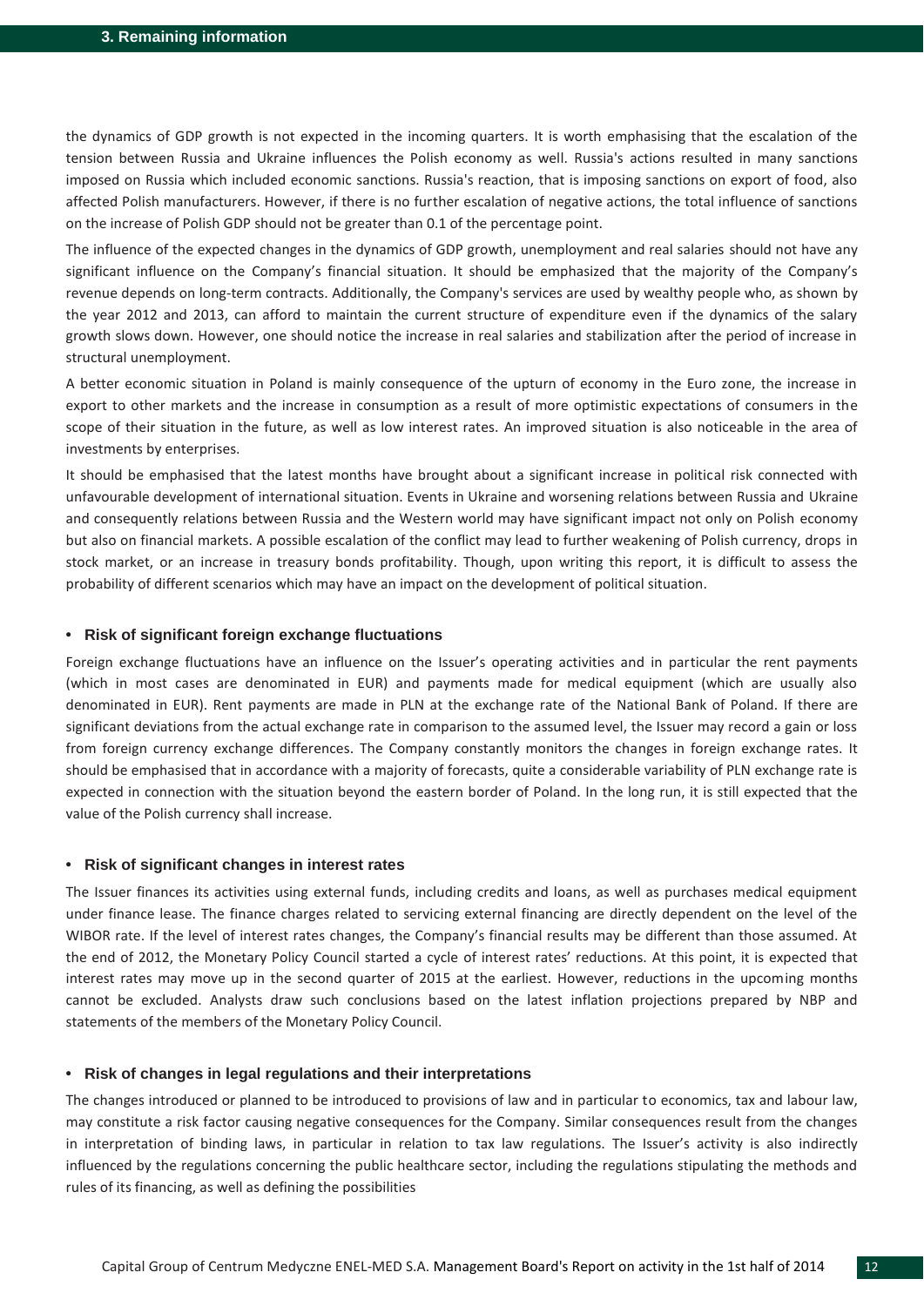the dynamics of GDP growth is not expected in the incoming quarters. It is worth emphasising that the escalation of the tension between Russia and Ukraine influences the Polish economy as well. Russia's actions resulted in many sanctions imposed on Russia which included economic sanctions. Russia's reaction, that is imposing sanctions on export of food, also affected Polish manufacturers. However, if there is no further escalation of negative actions, the total influence of sanctions on the increase of Polish GDP should not be greater than 0.1 of the percentage point.

The influence of the expected changes in the dynamics of GDP growth, unemployment and real salaries should not have any significant influence on the Company's financial situation. It should be emphasized that the majority of the Company's revenue depends on long-term contracts. Additionally, the Company's services are used by wealthy people who, as shown by the year 2012 and 2013, can afford to maintain the current structure of expenditure even if the dynamics of the salary growth slows down. However, one should notice the increase in real salaries and stabilization after the period of increase in structural unemployment.

A better economic situation in Poland is mainly consequence of the upturn of economy in the Euro zone, the increase in export to other markets and the increase in consumption as a result of more optimistic expectations of consumers in the scope of their situation in the future, as well as low interest rates. An improved situation is also noticeable in the area of investments by enterprises.

It should be emphasised that the latest months have brought about a significant increase in political risk connected with unfavourable development of international situation. Events in Ukraine and worsening relations between Russia and Ukraine and consequently relations between Russia and the Western world may have significant impact not only on Polish economy but also on financial markets. A possible escalation of the conflict may lead to further weakening of Polish currency, drops in stock market, or an increase in treasury bonds profitability. Though, upon writing this report, it is difficult to assess the probability of different scenarios which may have an impact on the development of political situation.

- **Risk of significant foreign exchange fluctuations**

Foreign exchange fluctuations have an influence on the Issuer's operating activities and in particular the rent payments (which in most cases are denominated in EUR) and payments made for medical equipment (which are usually also denominated in EUR). Rent payments are made in PLN at the exchange rate of the National Bank of Poland. If there are significant deviations from the actual exchange rate in comparison to the assumed level, the Issuer may record a gain or loss from foreign currency exchange differences. The Company constantly monitors the changes in foreign exchange rates. It should be emphasised that in accordance with a majority of forecasts, quite a considerable variability of PLN exchange rate is expected in connection with the situation beyond the eastern border of Poland. In the long run, it is still expected that the value of the Polish currency shall increase.

- **Risk of significant changes in interest rates**

The Issuer finances its activities using external funds, including credits and loans, as well as purchases medical equipment under finance lease. The finance charges related to servicing external financing are directly dependent on the level of the WIBOR rate. If the level of interest rates changes, the Company's financial results may be different than those assumed. At the end of 2012, the Monetary Policy Council started a cycle of interest rates' reductions. At this point, it is expected that interest rates may move up in the second quarter of 2015 at the earliest. However, reductions in the upcoming months cannot be excluded. Analysts draw such conclusions based on the latest inflation projections prepared by NBP and statements of the members of the Monetary Policy Council.

- **Risk of changes in legal regulations and their interpretations**

The changes introduced or planned to be introduced to provisions of law and in particular to economics, tax and labour law, may constitute a risk factor causing negative consequences for the Company. Similar consequences result from the changes in interpretation of binding laws, in particular in relation to tax law regulations. The Issuer's activity is also indirectly influenced by the regulations concerning the public healthcare sector, including the regulations stipulating the methods and rules of its financing, as well as defining the possibilities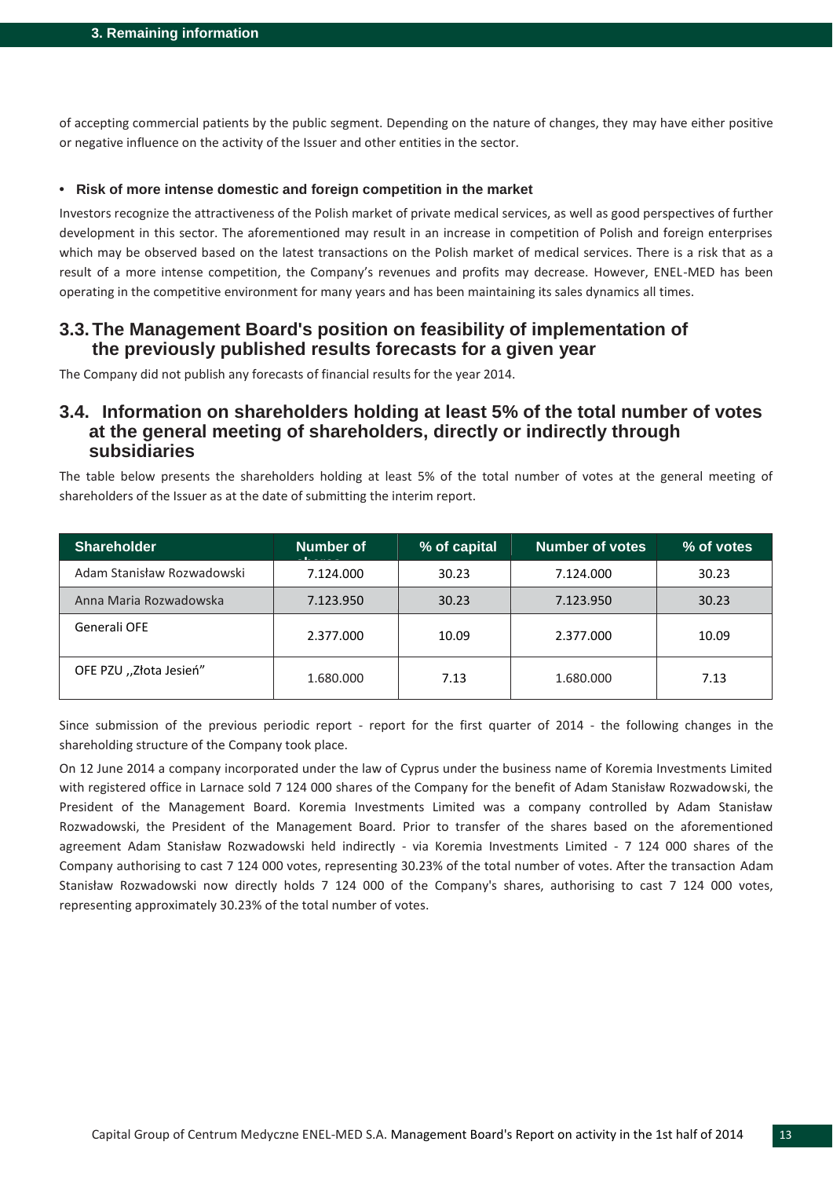of accepting commercial patients by the public segment. Depending on the nature of changes, they may have either positive or negative influence on the activity of the Issuer and other entities in the sector.

- **Risk of more intense domestic and foreign competition in the market**

Investors recognize the attractiveness of the Polish market of private medical services, as well as good perspectives of further development in this sector. The aforementioned may result in an increase in competition of Polish and foreign enterprises which may be observed based on the latest transactions on the Polish market of medical services. There is a risk that as a result of a more intense competition, the Company's revenues and profits may decrease. However, ENEL-MED has been operating in the competitive environment for many years and has been maintaining its sales dynamics all times.

## 3.3. The Management Board's position on feasibility of implementation of the previously published results forecasts for a given year

The Company did not publish any forecasts of financial results for the year 2014.

## 3.4. Information on shareholders holding at least 5% of the total number of votes at the general meeting of shareholders, directly or indirectly through subsidiaries

The table below presents the shareholders holding at least 5% of the total number of votes at the general meeting of shareholders of the Issuer as at the date of submitting the interim report.

| Shareholder | Number of shares | % of capital | Number of votes | % of votes |
|---|---|---|---|---|
| Adam Stanisław Rozwadowski | 7.124.000 | 30.23 | 7.124.000 | 30.23 |
| Anna Maria Rozwadowska | 7.123.950 | 30.23 | 7.123.950 | 30.23 |
| Generali OFE | 2.377.000 | 10.09 | 2.377.000 | 10.09 |
| OFE PZU ,,Złota Jesień" | 1.680.000 | 7.13 | 1.680.000 | 7.13 |

Since submission of the previous periodic report - report for the first quarter of 2014 - the following changes in the shareholding structure of the Company took place.

On 12 June 2014 a company incorporated under the law of Cyprus under the business name of Koremia Investments Limited with registered office in Larnace sold 7 124 000 shares of the Company for the benefit of Adam Stanisław Rozwadowski, the President of the Management Board. Koremia Investments Limited was a company controlled by Adam Stanisław Rozwadowski, the President of the Management Board. Prior to transfer of the shares based on the aforementioned agreement Adam Stanisław Rozwadowski held indirectly - via Koremia Investments Limited - 7 124 000 shares of the Company authorising to cast 7 124 000 votes, representing 30.23% of the total number of votes. After the transaction Adam Stanisław Rozwadowski now directly holds 7 124 000 of the Company's shares, authorising to cast 7 124 000 votes, representing approximately 30.23% of the total number of votes.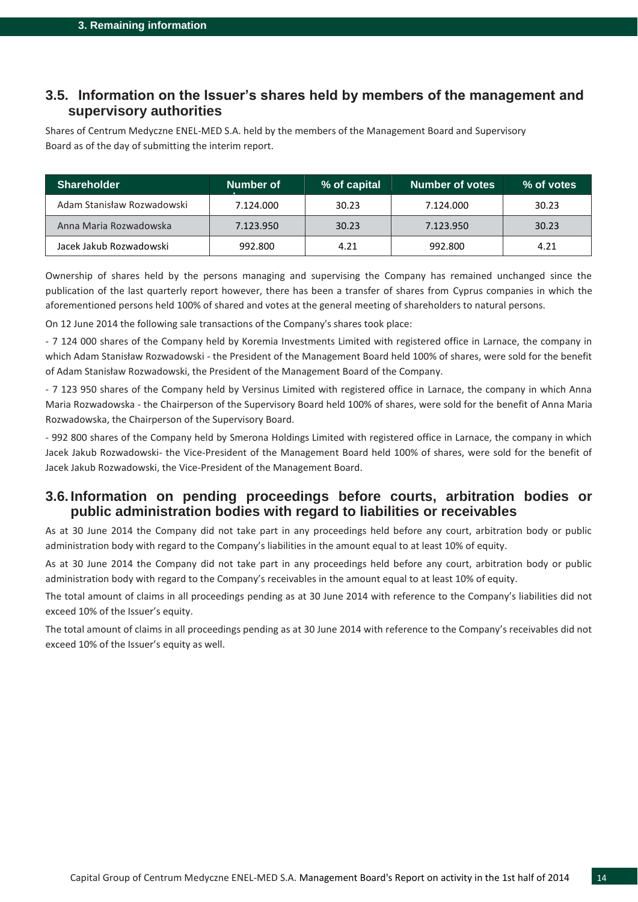## 3.5. Information on the Issuer's shares held by members of the management and supervisory authorities

Shares of Centrum Medyczne ENEL-MED S.A. held by the members of the Management Board and Supervisory Board as of the day of submitting the interim report.

| Shareholder | Number of | % of capital | Number of votes | % of votes |
|---|---|---|---|---|
| Adam Stanisław Rozwadowski | 7.124.000 | 30.23 | 7.124.000 | 30.23 |
| Anna Maria Rozwadowska | 7.123.950 | 30.23 | 7.123.950 | 30.23 |
| Jacek Jakub Rozwadowski | 992.800 | 4.21 | 992.800 | 4.21 |

Ownership of shares held by the persons managing and supervising the Company has remained unchanged since the publication of the last quarterly report however, there has been a transfer of shares from Cyprus companies in which the aforementioned persons held 100% of shared and votes at the general meeting of shareholders to natural persons.

On 12 June 2014 the following sale transactions of the Company's shares took place:

- 7 124 000 shares of the Company held by Koremia Investments Limited with registered office in Larnace, the company in which Adam Stanisław Rozwadowski - the President of the Management Board held 100% of shares, were sold for the benefit of Adam Stanisław Rozwadowski, the President of the Management Board of the Company.

- 7 123 950 shares of the Company held by Versinus Limited with registered office in Larnace, the company in which Anna Maria Rozwadowska - the Chairperson of the Supervisory Board held 100% of shares, were sold for the benefit of Anna Maria Rozwadowska, the Chairperson of the Supervisory Board.

- 992 800 shares of the Company held by Smerona Holdings Limited with registered office in Larnace, the company in which Jacek Jakub Rozwadowski- the Vice-President of the Management Board held 100% of shares, were sold for the benefit of Jacek Jakub Rozwadowski, the Vice-President of the Management Board.

## 3.6. Information on pending proceedings before courts, arbitration bodies or public administration bodies with regard to liabilities or receivables

As at 30 June 2014 the Company did not take part in any proceedings held before any court, arbitration body or public administration body with regard to the Company's liabilities in the amount equal to at least 10% of equity.

As at 30 June 2014 the Company did not take part in any proceedings held before any court, arbitration body or public administration body with regard to the Company's receivables in the amount equal to at least 10% of equity.

The total amount of claims in all proceedings pending as at 30 June 2014 with reference to the Company's liabilities did not exceed 10% of the Issuer's equity.

The total amount of claims in all proceedings pending as at 30 June 2014 with reference to the Company's receivables did not exceed 10% of the Issuer's equity as well.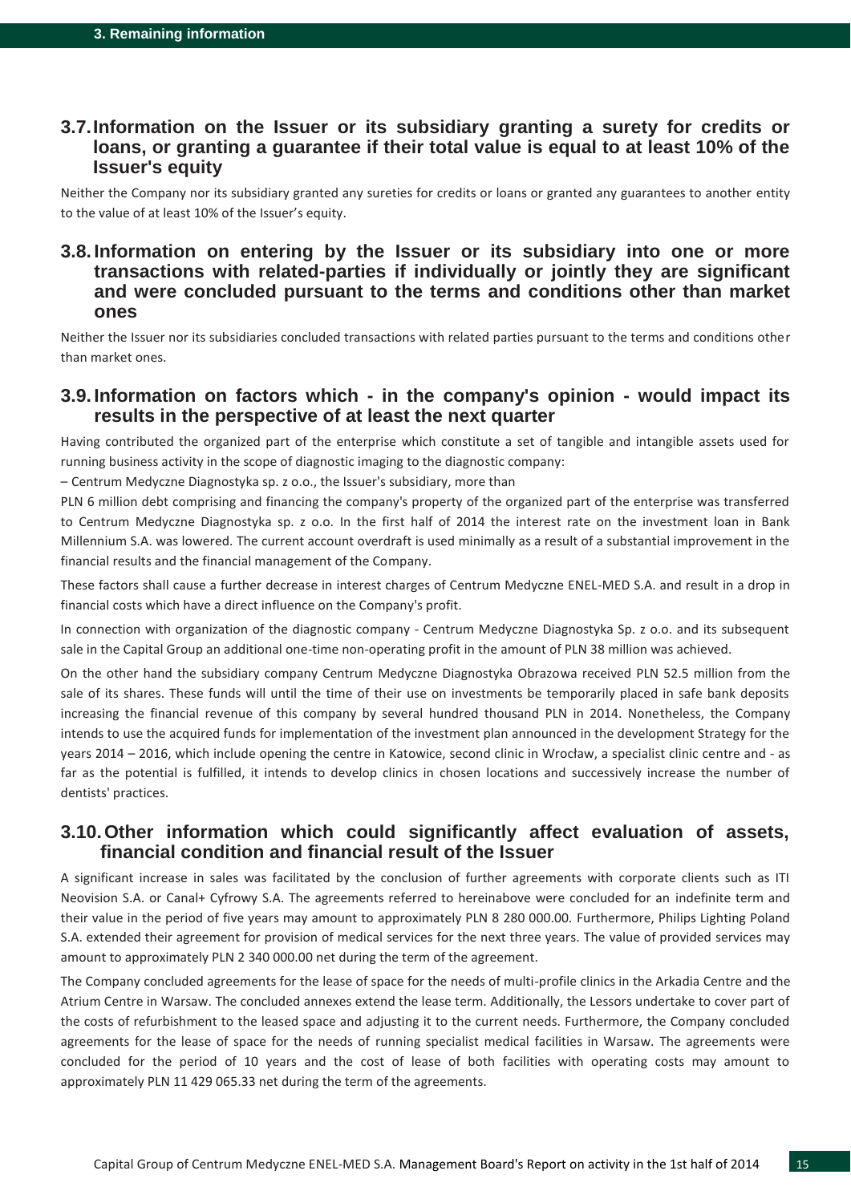### 3.7. Information on the Issuer or its subsidiary granting a surety for credits or loans, or granting a guarantee if their total value is equal to at least 10% of the Issuer's equity

Neither the Company nor its subsidiary granted any sureties for credits or loans or granted any guarantees to another entity to the value of at least 10% of the Issuer's equity.

### 3.8. Information on entering by the Issuer or its subsidiary into one or more transactions with related-parties if individually or jointly they are significant and were concluded pursuant to the terms and conditions other than market ones

Neither the Issuer nor its subsidiaries concluded transactions with related parties pursuant to the terms and conditions other than market ones.

### 3.9. Information on factors which - in the company's opinion - would impact its results in the perspective of at least the next quarter

Having contributed the organized part of the enterprise which constitute a set of tangible and intangible assets used for running business activity in the scope of diagnostic imaging to the diagnostic company:

– Centrum Medyczne Diagnostyka sp. z o.o., the Issuer's subsidiary, more than

PLN 6 million debt comprising and financing the company's property of the organized part of the enterprise was transferred to Centrum Medyczne Diagnostyka sp. z o.o. In the first half of 2014 the interest rate on the investment loan in Bank Millennium S.A. was lowered. The current account overdraft is used minimally as a result of a substantial improvement in the financial results and the financial management of the Company.

These factors shall cause a further decrease in interest charges of Centrum Medyczne ENEL-MED S.A. and result in a drop in financial costs which have a direct influence on the Company's profit.

In connection with organization of the diagnostic company - Centrum Medyczne Diagnostyka Sp. z o.o. and its subsequent sale in the Capital Group an additional one-time non-operating profit in the amount of PLN 38 million was achieved.

On the other hand the subsidiary company Centrum Medyczne Diagnostyka Obrazowa received PLN 52.5 million from the sale of its shares. These funds will until the time of their use on investments be temporarily placed in safe bank deposits increasing the financial revenue of this company by several hundred thousand PLN in 2014. Nonetheless, the Company intends to use the acquired funds for implementation of the investment plan announced in the development Strategy for the years 2014 – 2016, which include opening the centre in Katowice, second clinic in Wrocław, a specialist clinic centre and - as far as the potential is fulfilled, it intends to develop clinics in chosen locations and successively increase the number of dentists' practices.

### 3.10. Other information which could significantly affect evaluation of assets, financial condition and financial result of the Issuer

A significant increase in sales was facilitated by the conclusion of further agreements with corporate clients such as ITI Neovision S.A. or Canal+ Cyfrowy S.A. The agreements referred to hereinabove were concluded for an indefinite term and their value in the period of five years may amount to approximately PLN 8 280 000.00. Furthermore, Philips Lighting Poland S.A. extended their agreement for provision of medical services for the next three years. The value of provided services may amount to approximately PLN 2 340 000.00 net during the term of the agreement.

The Company concluded agreements for the lease of space for the needs of multi-profile clinics in the Arkadia Centre and the Atrium Centre in Warsaw. The concluded annexes extend the lease term. Additionally, the Lessors undertake to cover part of the costs of refurbishment to the leased space and adjusting it to the current needs. Furthermore, the Company concluded agreements for the lease of space for the needs of running specialist medical facilities in Warsaw. The agreements were concluded for the period of 10 years and the cost of lease of both facilities with operating costs may amount to approximately PLN 11 429 065.33 net during the term of the agreements.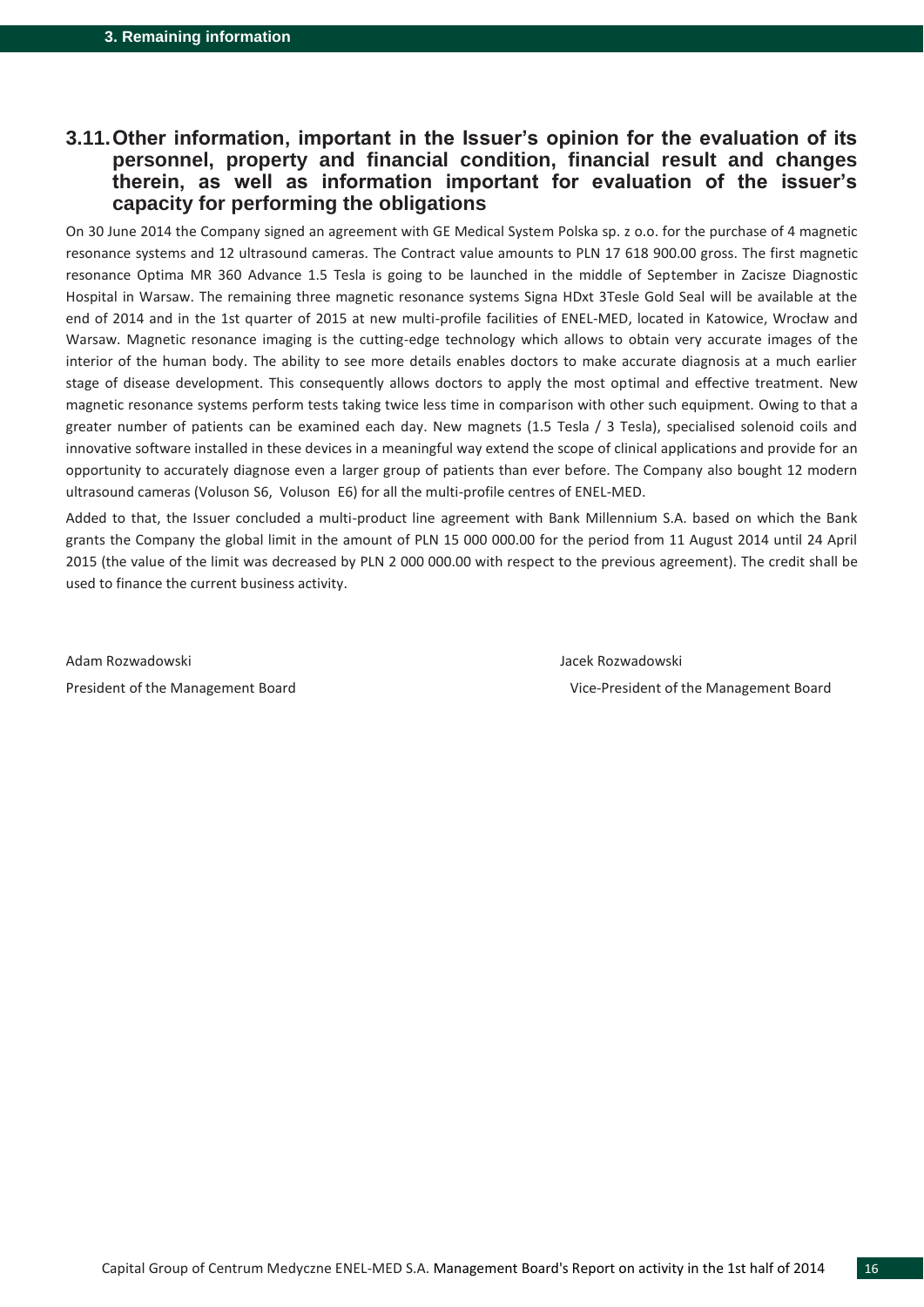## 3.11. Other information, important in the Issuer's opinion for the evaluation of its personnel, property and financial condition, financial result and changes therein, as well as information important for evaluation of the issuer's capacity for performing the obligations

On 30 June 2014 the Company signed an agreement with GE Medical System Polska sp. z o.o. for the purchase of 4 magnetic resonance systems and 12 ultrasound cameras. The Contract value amounts to PLN 17 618 900.00 gross. The first magnetic resonance Optima MR 360 Advance 1.5 Tesla is going to be launched in the middle of September in Zacisze Diagnostic Hospital in Warsaw. The remaining three magnetic resonance systems Signa HDxt 3Tesle Gold Seal will be available at the end of 2014 and in the 1st quarter of 2015 at new multi-profile facilities of ENEL-MED, located in Katowice, Wrocław and Warsaw. Magnetic resonance imaging is the cutting-edge technology which allows to obtain very accurate images of the interior of the human body. The ability to see more details enables doctors to make accurate diagnosis at a much earlier stage of disease development. This consequently allows doctors to apply the most optimal and effective treatment. New magnetic resonance systems perform tests taking twice less time in comparison with other such equipment. Owing to that a greater number of patients can be examined each day. New magnets (1.5 Tesla / 3 Tesla), specialised solenoid coils and innovative software installed in these devices in a meaningful way extend the scope of clinical applications and provide for an opportunity to accurately diagnose even a larger group of patients than ever before. The Company also bought 12 modern ultrasound cameras (Voluson S6, Voluson E6) for all the multi-profile centres of ENEL-MED.

Added to that, the Issuer concluded a multi-product line agreement with Bank Millennium S.A. based on which the Bank grants the Company the global limit in the amount of PLN 15 000 000.00 for the period from 11 August 2014 until 24 April 2015 (the value of the limit was decreased by PLN 2 000 000.00 with respect to the previous agreement). The credit shall be used to finance the current business activity.

Adam Rozwadowski
President of the Management Board

Jacek Rozwadowski
Vice-President of the Management Board